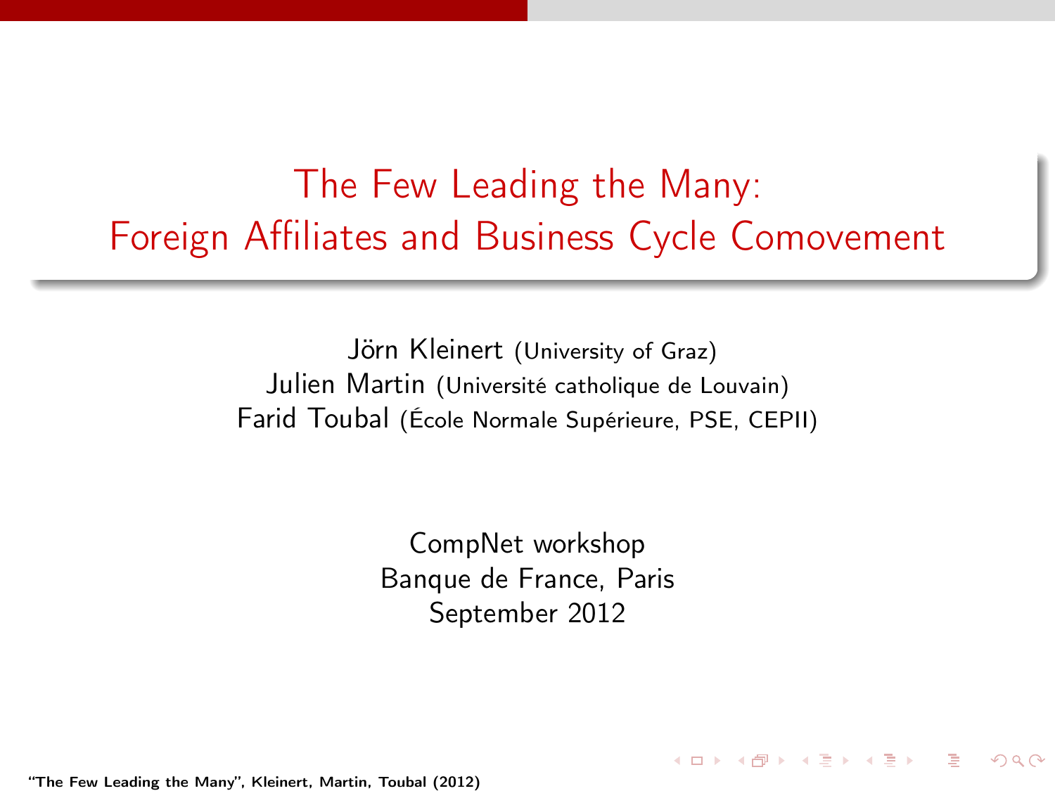# The Few Leading the Many: Foreign Affiliates and Business Cycle Comovement

Jörn Kleinert (University of Graz)
Julien Martin (Université catholique de Louvain)
Farid Toubal (École Normale Supérieure, PSE, CEPII)

CompNet workshop
Banque de France, Paris
September 2012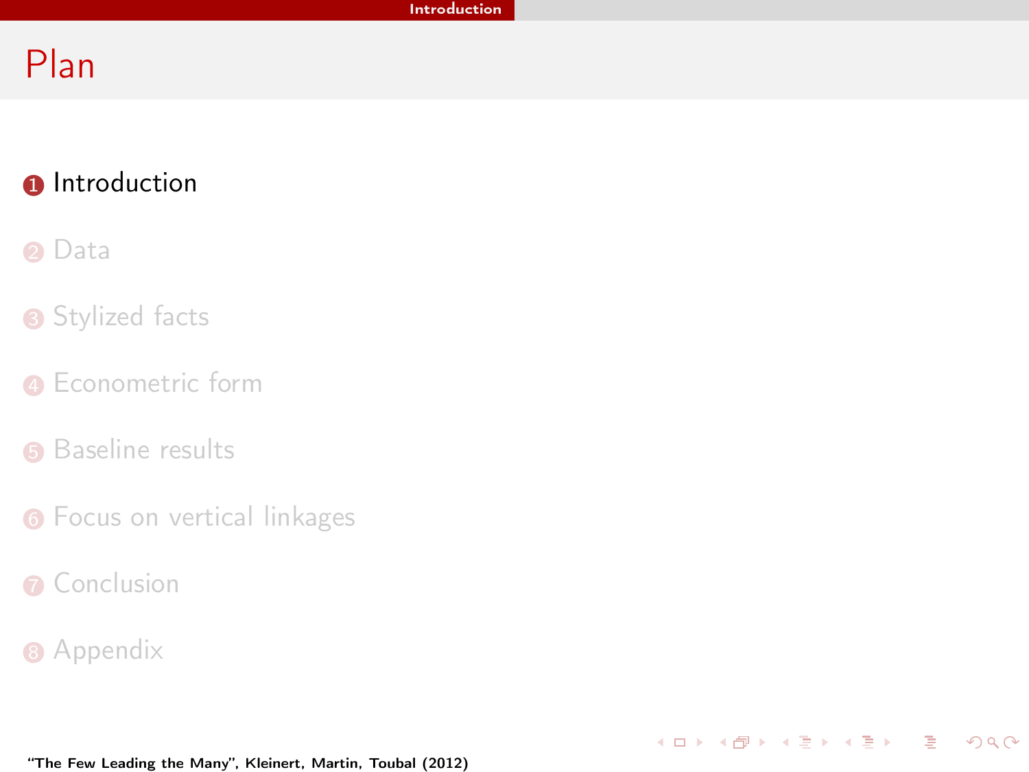# Plan

1. Introduction
2. Data
3. Stylized facts
4. Econometric form
5. Baseline results
6. Focus on vertical linkages
7. Conclusion
8. Appendix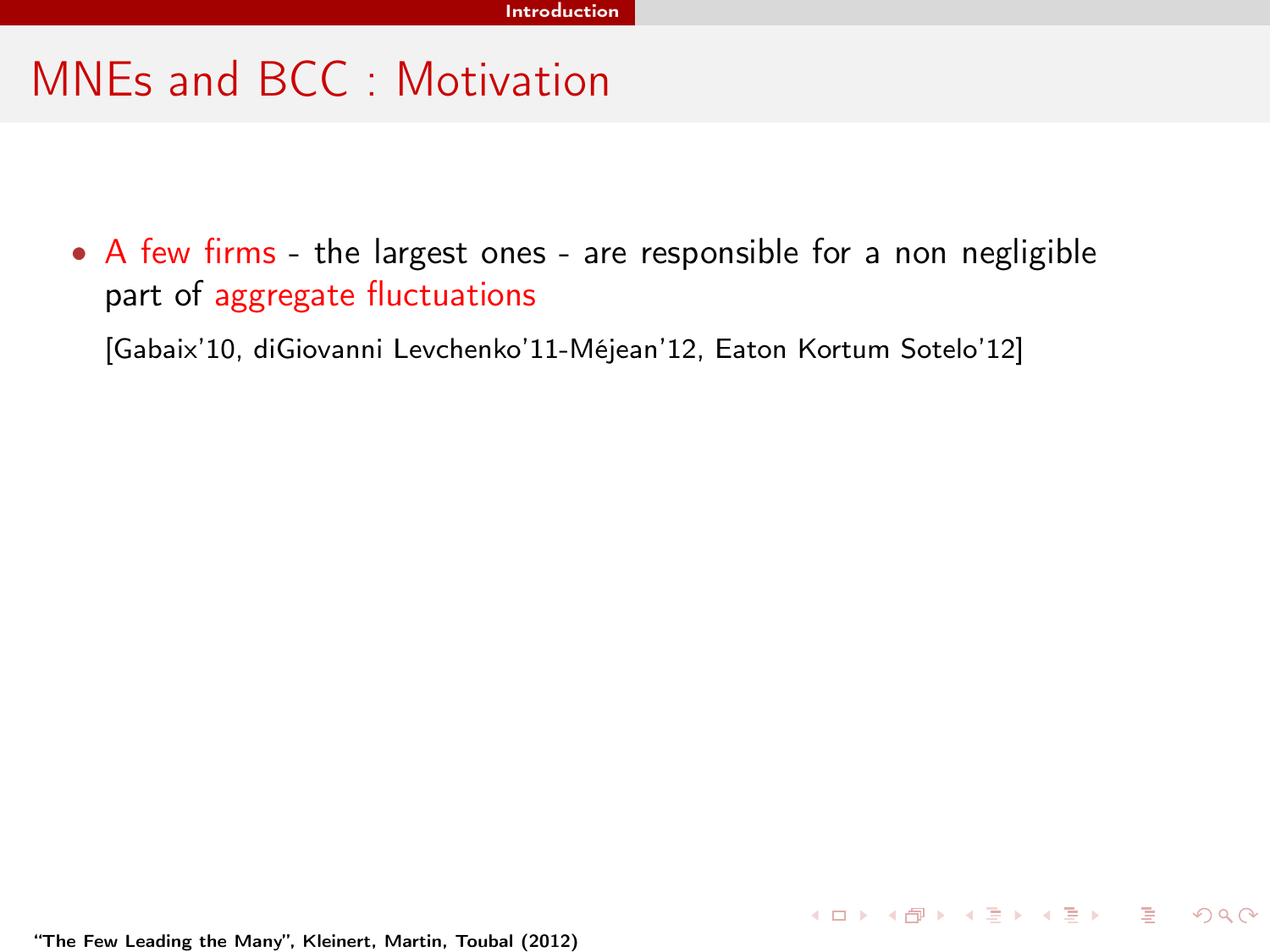## MNEs and BCC : Motivation

- A few firms - the largest ones - are responsible for a non negligible part of aggregate fluctuations

  [Gabaix'10, diGiovanni Levchenko'11-Méjean'12, Eaton Kortum Sotelo'12]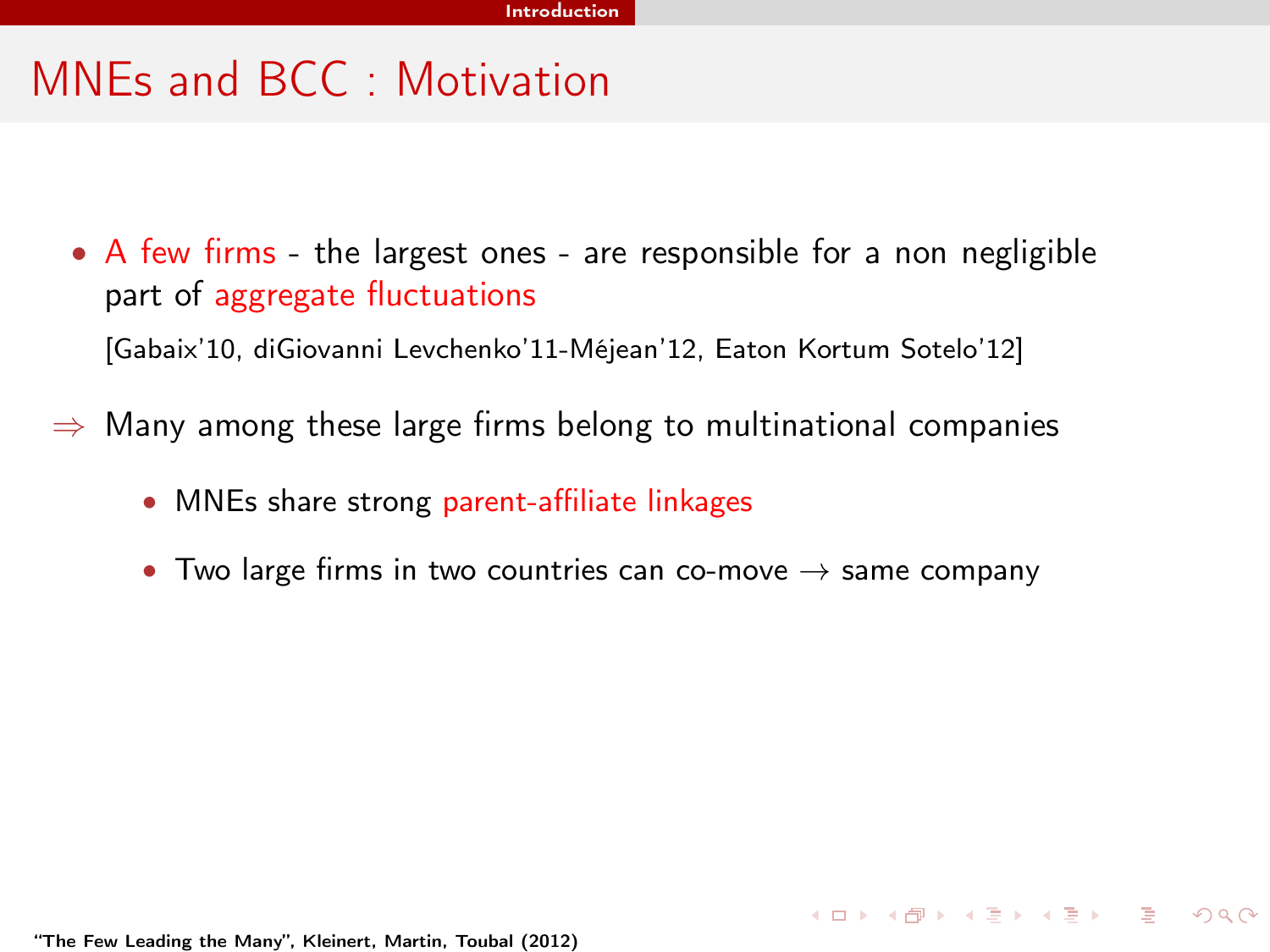## MNEs and BCC : Motivation

- A few firms - the largest ones - are responsible for a non negligible part of aggregate fluctuations

  [Gabaix'10, diGiovanni Levchenko'11-Méjean'12, Eaton Kortum Sotelo'12]

$\Rightarrow$ Many among these large firms belong to multinational companies

- MNEs share strong parent-affiliate linkages
- Two large firms in two countries can co-move $\rightarrow$ same company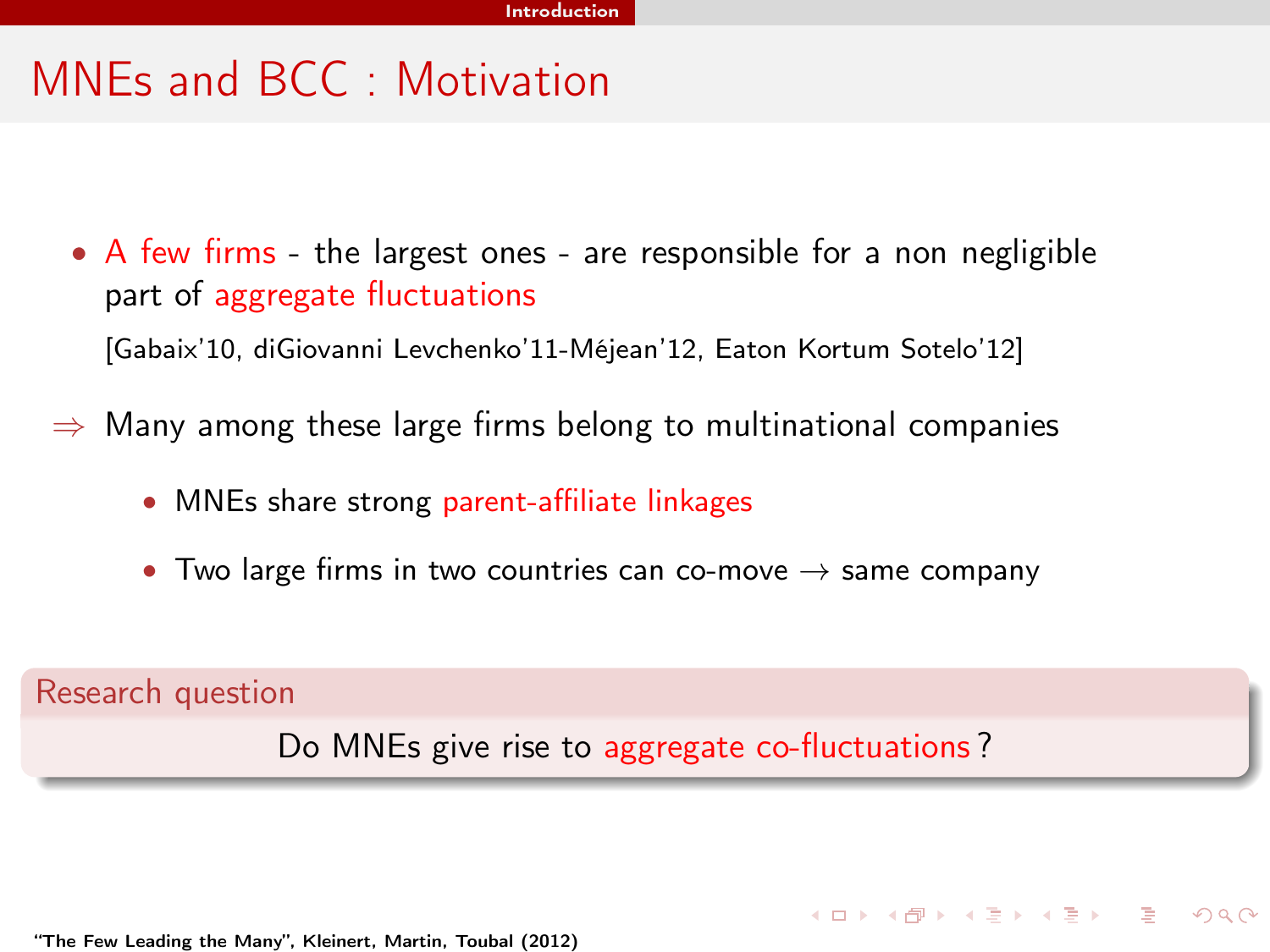# MNEs and BCC : Motivation

- A few firms - the largest ones - are responsible for a non negligible part of aggregate fluctuations

  [Gabaix'10, diGiovanni Levchenko'11-Méjean'12, Eaton Kortum Sotelo'12]

$\Rightarrow$ Many among these large firms belong to multinational companies

- MNEs share strong parent-affiliate linkages
- Two large firms in two countries can co-move $\rightarrow$ same company

**Research question**

Do MNEs give rise to aggregate co-fluctuations ?

"The Few Leading the Many", Kleinert, Martin, Toubal (2012)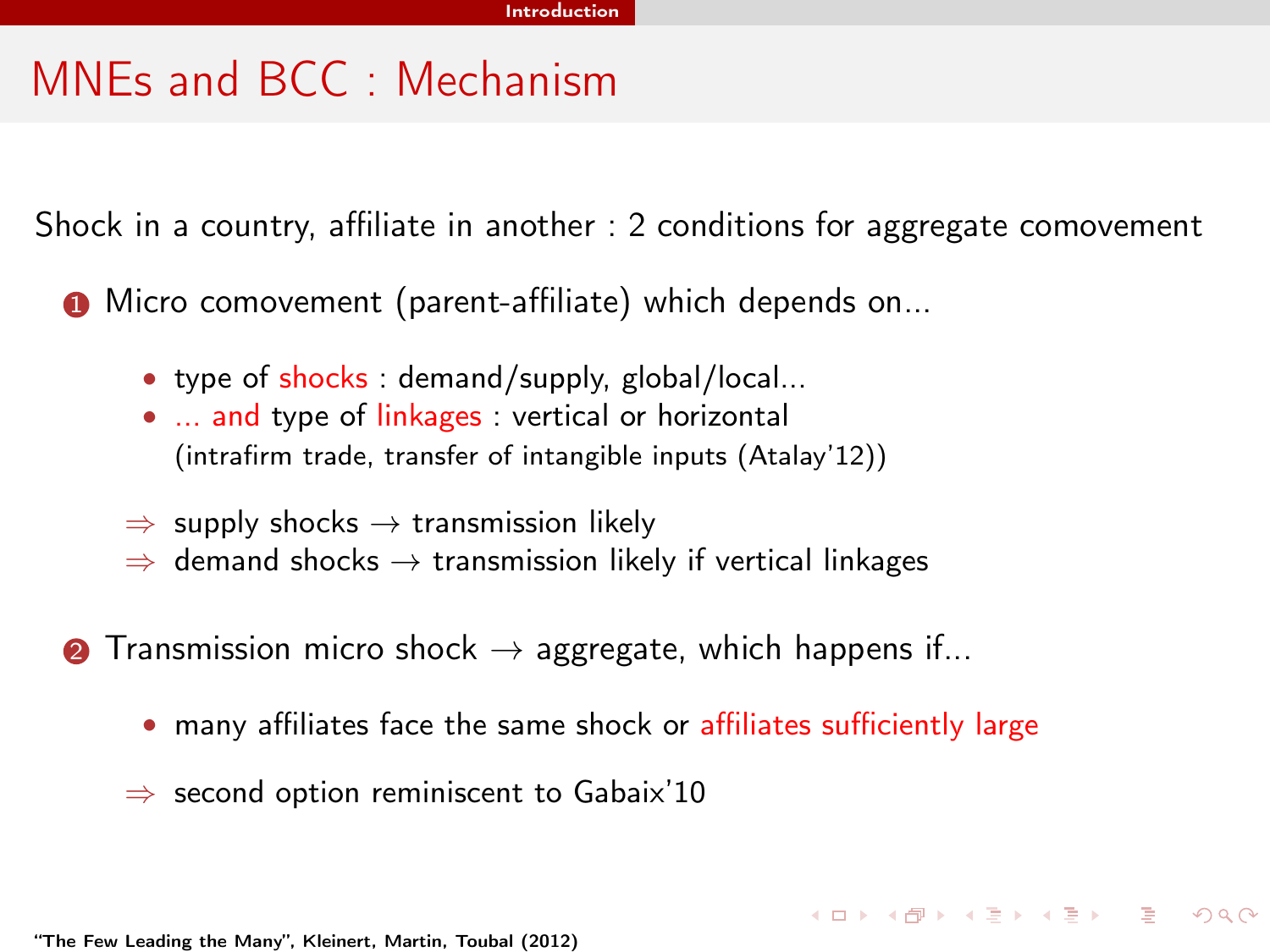# MNEs and BCC : Mechanism

Shock in a country, affiliate in another : 2 conditions for aggregate comovement

1. Micro comovement (parent-affiliate) which depends on...
   - type of shocks : demand/supply, global/local...
   - ... and type of linkages : vertical or horizontal (intrafirm trade, transfer of intangible inputs (Atalay'12))

   $\Rightarrow$ supply shocks $\rightarrow$ transmission likely
   
   $\Rightarrow$ demand shocks $\rightarrow$ transmission likely if vertical linkages

2. Transmission micro shock $\rightarrow$ aggregate, which happens if...
   - many affiliates face the same shock or affiliates sufficiently large

   $\Rightarrow$ second option reminiscent to Gabaix'10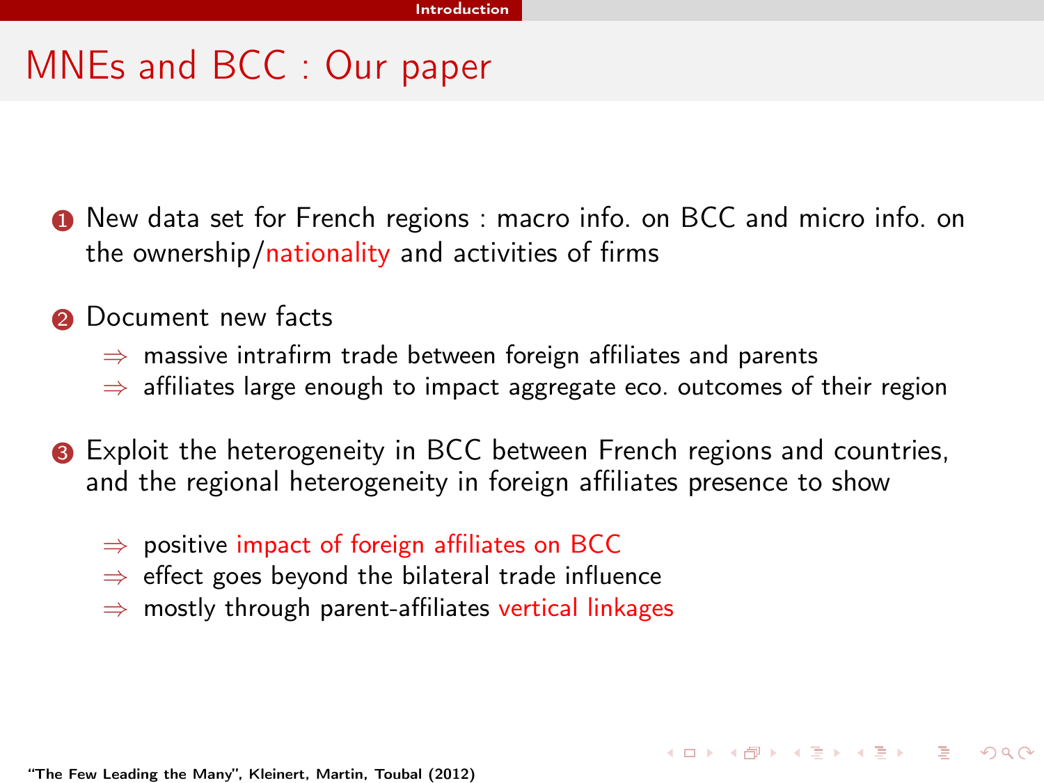# MNEs and BCC : Our paper

1. New data set for French regions : macro info. on BCC and micro info. on the ownership/nationality and activities of firms

2. Document new facts
   - $\Rightarrow$ massive intrafirm trade between foreign affiliates and parents
   - $\Rightarrow$ affiliates large enough to impact aggregate eco. outcomes of their region

3. Exploit the heterogeneity in BCC between French regions and countries, and the regional heterogeneity in foreign affiliates presence to show
   - $\Rightarrow$ positive impact of foreign affiliates on BCC
   - $\Rightarrow$ effect goes beyond the bilateral trade influence
   - $\Rightarrow$ mostly through parent-affiliates vertical linkages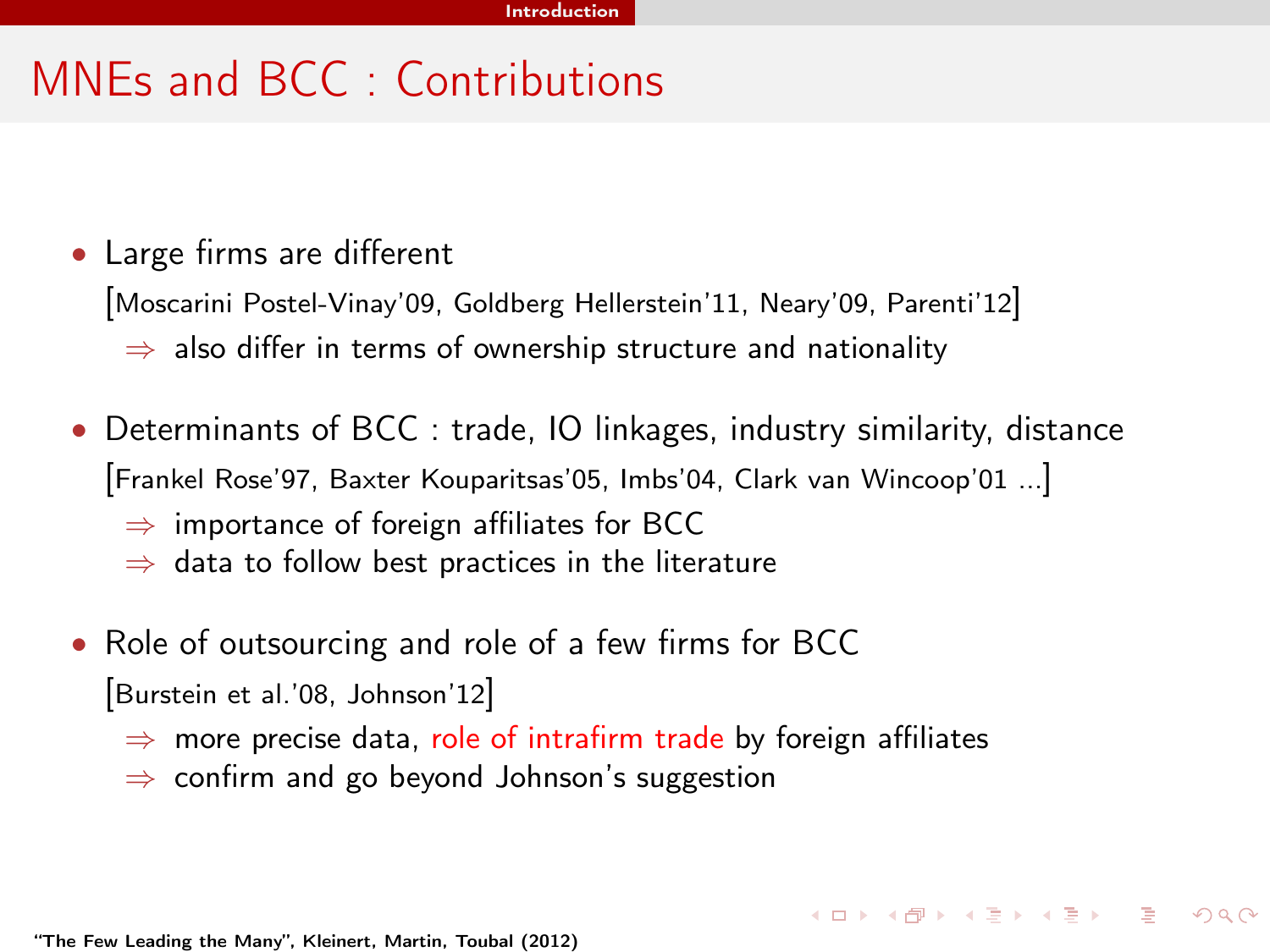# MNEs and BCC : Contributions

- Large firms are different
  [Moscarini Postel-Vinay'09, Goldberg Hellerstein'11, Neary'09, Parenti'12]
  - $\Rightarrow$ also differ in terms of ownership structure and nationality
- Determinants of BCC : trade, IO linkages, industry similarity, distance
  [Frankel Rose'97, Baxter Kouparitsas'05, Imbs'04, Clark van Wincoop'01 ...]
  - $\Rightarrow$ importance of foreign affiliates for BCC
  - $\Rightarrow$ data to follow best practices in the literature
- Role of outsourcing and role of a few firms for BCC
  [Burstein et al.'08, Johnson'12]
  - $\Rightarrow$ more precise data, role of intrafirm trade by foreign affiliates
  - $\Rightarrow$ confirm and go beyond Johnson's suggestion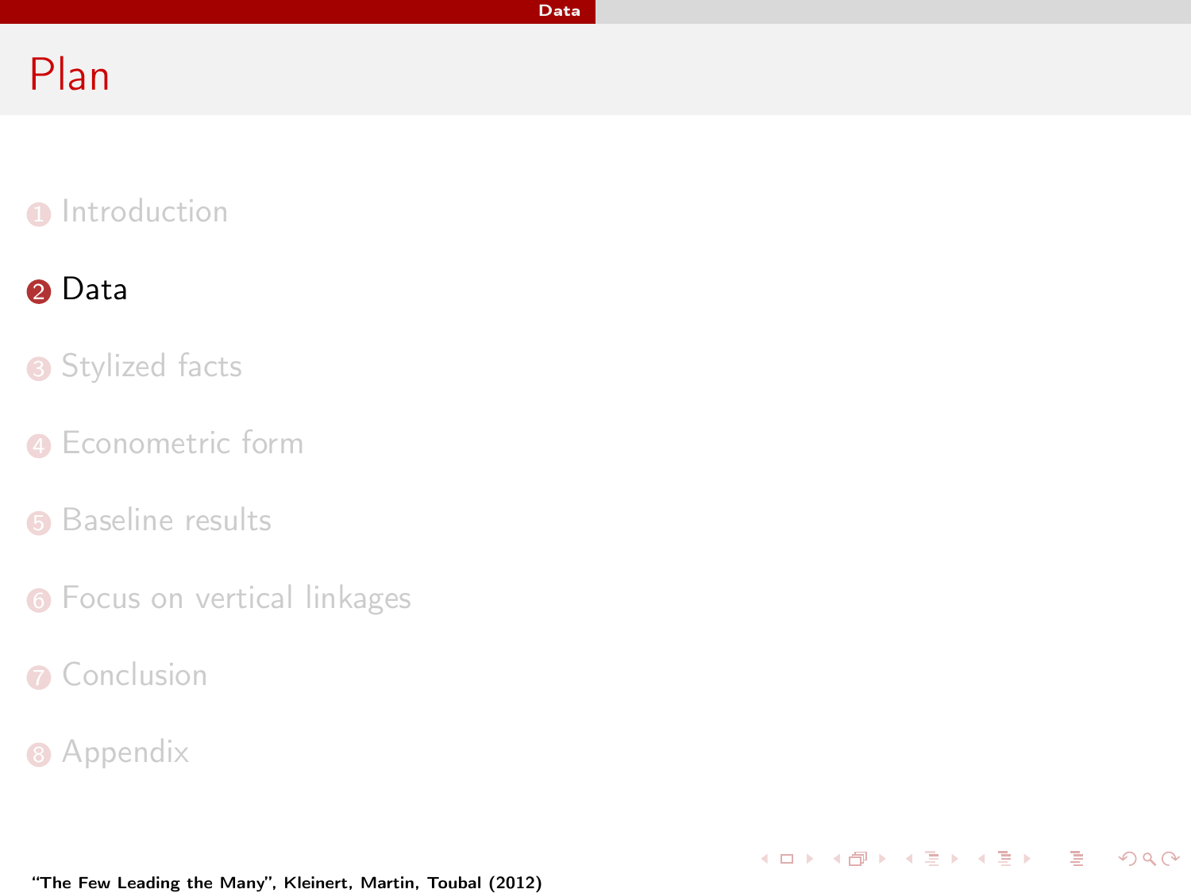# Plan

1. Introduction
2. **Data**
3. Stylized facts
4. Econometric form
5. Baseline results
6. Focus on vertical linkages
7. Conclusion
8. Appendix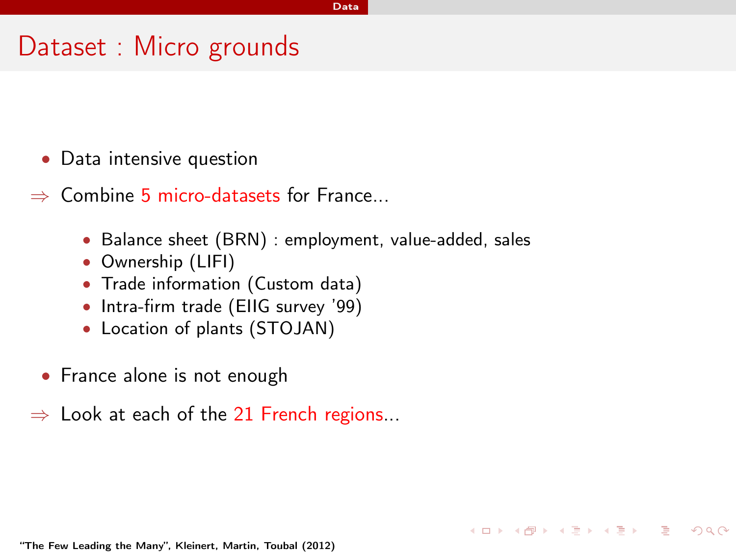# Dataset : Micro grounds

- Data intensive question

$\Rightarrow$ Combine 5 micro-datasets for France...

  - Balance sheet (BRN) : employment, value-added, sales
  - Ownership (LIFI)
  - Trade information (Custom data)
  - Intra-firm trade (EIIG survey '99)
  - Location of plants (STOJAN)

- France alone is not enough

$\Rightarrow$ Look at each of the 21 French regions...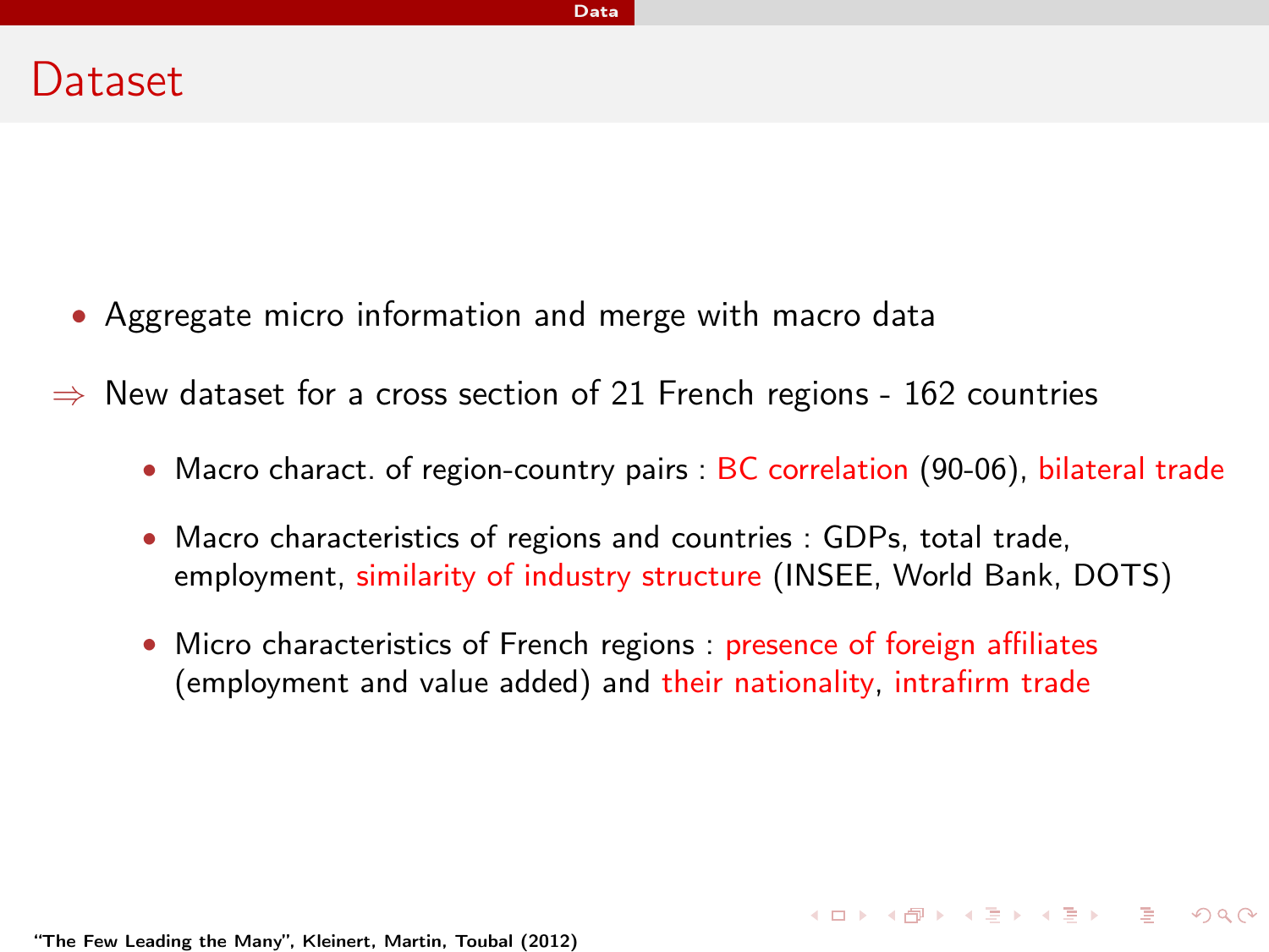# Dataset

- Aggregate micro information and merge with macro data

⇒ New dataset for a cross section of 21 French regions - 162 countries

  - Macro charact. of region-country pairs : BC correlation (90-06), bilateral trade
  - Macro characteristics of regions and countries : GDPs, total trade, employment, similarity of industry structure (INSEE, World Bank, DOTS)
  - Micro characteristics of French regions : presence of foreign affiliates (employment and value added) and their nationality, intrafirm trade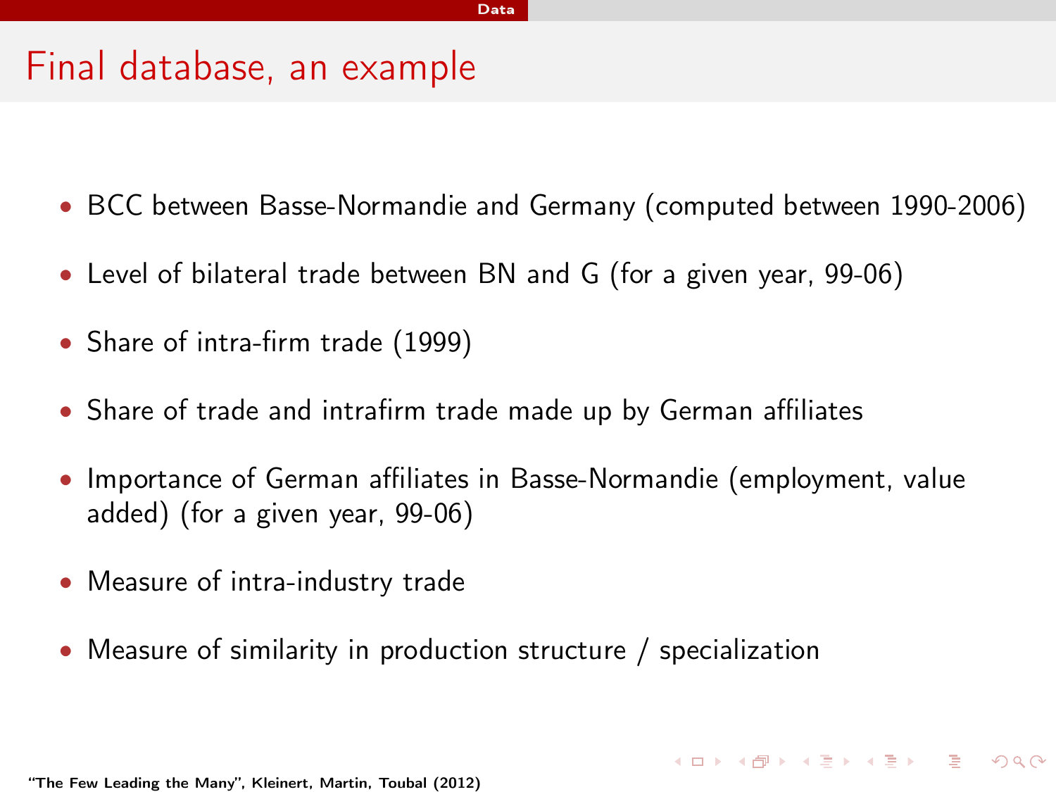# Final database, an example

- BCC between Basse-Normandie and Germany (computed between 1990-2006)
- Level of bilateral trade between BN and G (for a given year, 99-06)
- Share of intra-firm trade (1999)
- Share of trade and intrafirm trade made up by German affiliates
- Importance of German affiliates in Basse-Normandie (employment, value added) (for a given year, 99-06)
- Measure of intra-industry trade
- Measure of similarity in production structure / specialization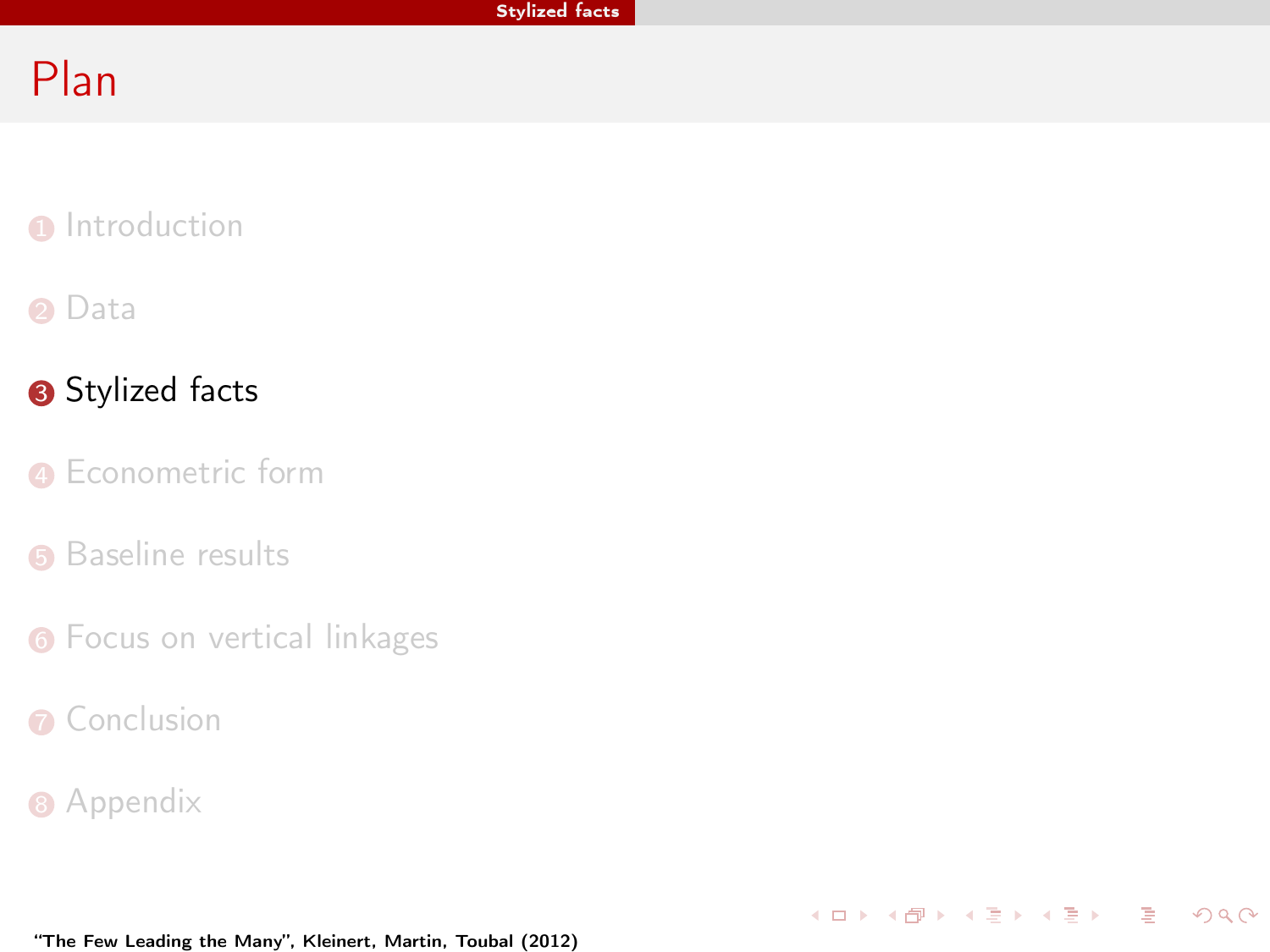# Plan

1. Introduction
2. Data
3. **Stylized facts**
4. Econometric form
5. Baseline results
6. Focus on vertical linkages
7. Conclusion
8. Appendix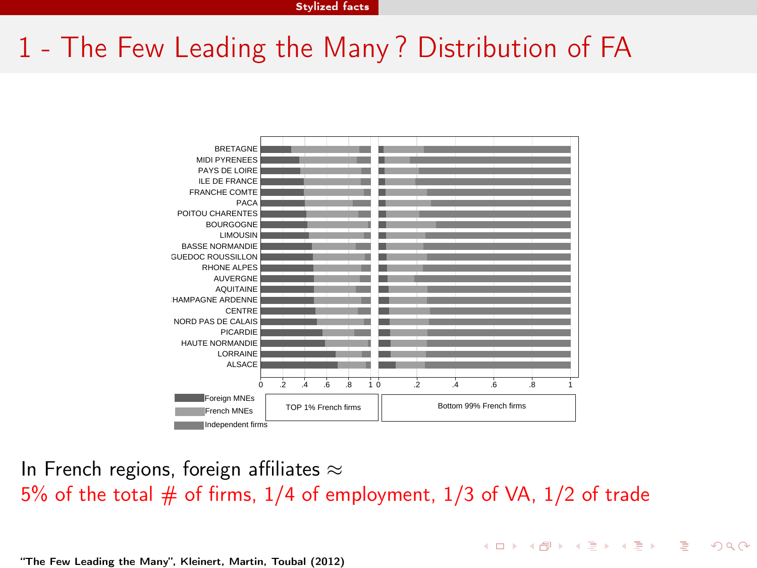# 1 - The Few Leading the Many ? Distribution of FA

BRETAGNE
MIDI PYRENEES
PAYS DE LOIRE
ILE DE FRANCE
FRANCHE COMTE
PACA
POITOU CHARENTES
BOURGOGNE
LIMOUSIN
BASSE NORMANDIE
LANGUEDOC ROUSSILLON
RHONE ALPES
AUVERGNE
AQUITAINE
CHAMPAGNE ARDENNE
CENTRE
NORD PAS DE CALAIS
PICARDIE
HAUTE NORMANDIE
LORRAINE
ALSACE

Foreign MNEs
French MNEs
Independent firms

TOP 1% French firms

Bottom 99% French firms

In French regions, foreign affiliates ≈
5% of the total # of firms, 1/4 of employment, 1/3 of VA, 1/2 of trade

"The Few Leading the Many", Kleinert, Martin, Toubal (2012)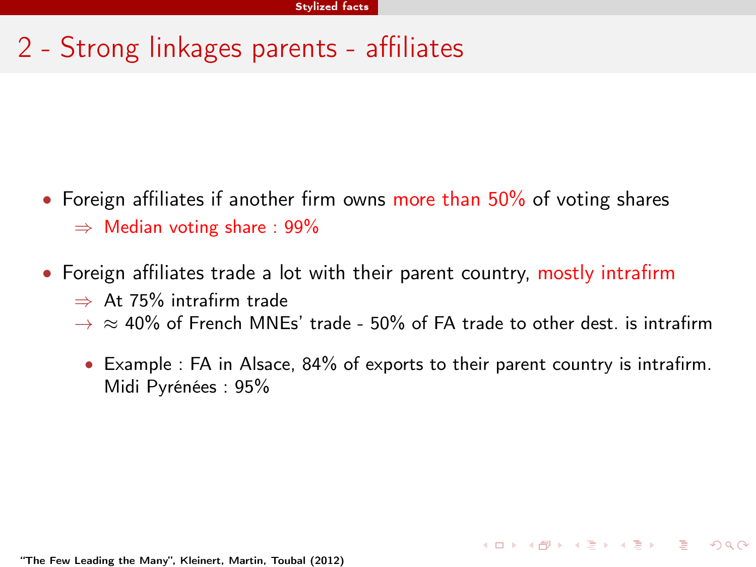## 2 - Strong linkages parents - affiliates

- Foreign affiliates if another firm owns more than 50% of voting shares
  - $\Rightarrow$ Median voting share : 99%
- Foreign affiliates trade a lot with their parent country, mostly intrafirm
  - $\Rightarrow$ At 75% intrafirm trade
  - $\rightarrow$ $\approx$ 40% of French MNEs' trade - 50% of FA trade to other dest. is intrafirm
  - Example : FA in Alsace, 84% of exports to their parent country is intrafirm. Midi Pyrénées : 95%

"The Few Leading the Many", Kleinert, Martin, Toubal (2012)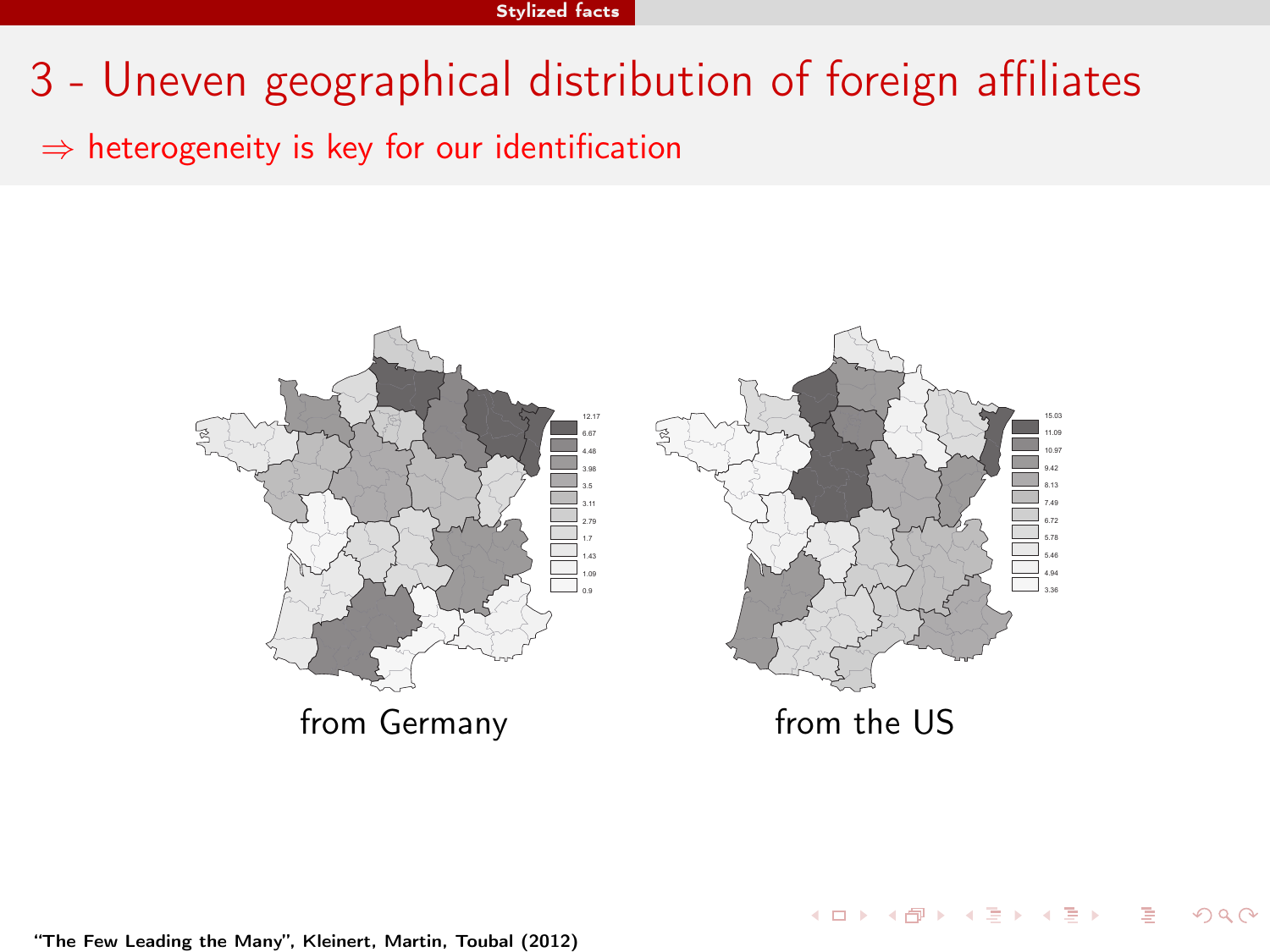# 3 - Uneven geographical distribution of foreign affiliates

$\Rightarrow$ heterogeneity is key for our identification

| 12.17 |
|---|
| 6.67 |
| 4.48 |
| 3.98 |
| 3.5 |
| 3.11 |
| 2.79 |
| 1.7 |
| 1.43 |
| 1.09 |
| 0.9 |

from Germany

| 15.03 |
|---|
| 11.09 |
| 10.97 |
| 9.42 |
| 8.13 |
| 7.49 |
| 6.72 |
| 5.78 |
| 5.46 |
| 4.94 |
| 3.36 |

from the US

"The Few Leading the Many", Kleinert, Martin, Toubal (2012)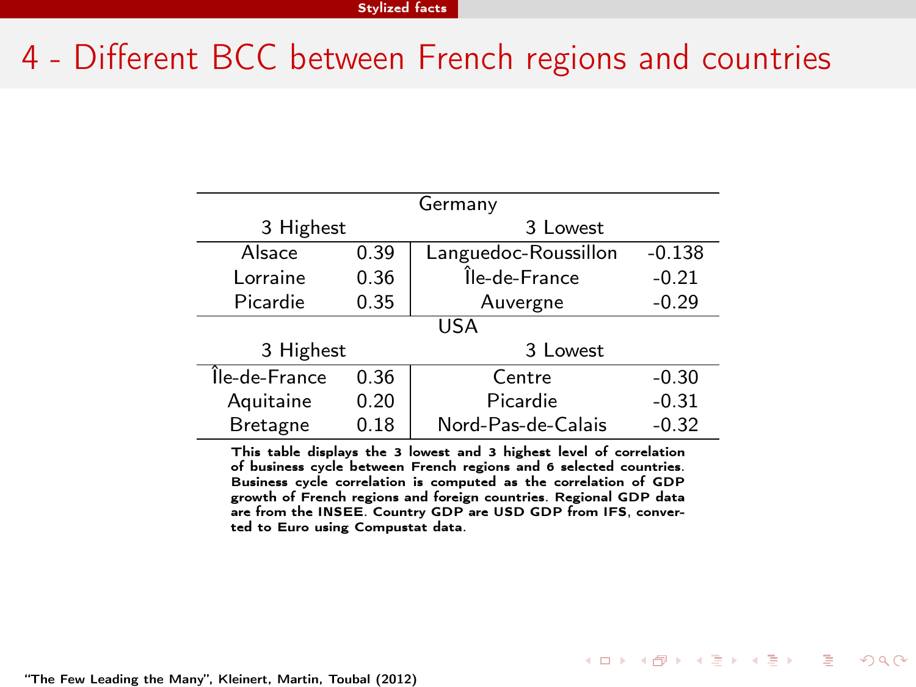# 4 - Different BCC between French regions and countries

| Germany | | | |
|---|---|---|---|
| 3 Highest | | 3 Lowest | |
| Alsace | 0.39 | Languedoc-Roussillon | -0.138 |
| Lorraine | 0.36 | Île-de-France | -0.21 |
| Picardie | 0.35 | Auvergne | -0.29 |
| **USA** | | | |
| 3 Highest | | 3 Lowest | |
| Île-de-France | 0.36 | Centre | -0.30 |
| Aquitaine | 0.20 | Picardie | -0.31 |
| Bretagne | 0.18 | Nord-Pas-de-Calais | -0.32 |

**This table displays the 3 lowest and 3 highest level of correlation of business cycle between French regions and 6 selected countries. Business cycle correlation is computed as the correlation of GDP growth of French regions and foreign countries. Regional GDP data are from the INSEE. Country GDP are USD GDP from IFS, converted to Euro using Compustat data.**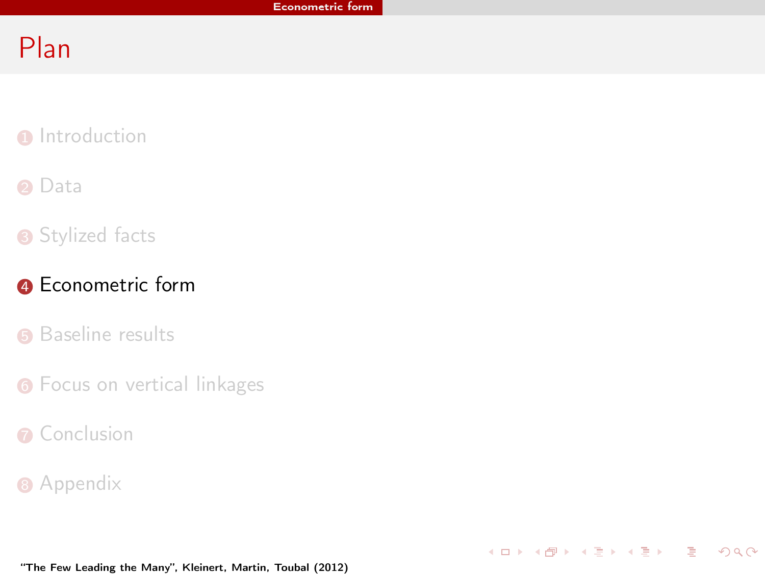# Plan

1. Introduction
2. Data
3. Stylized facts
4. **Econometric form**
5. Baseline results
6. Focus on vertical linkages
7. Conclusion
8. Appendix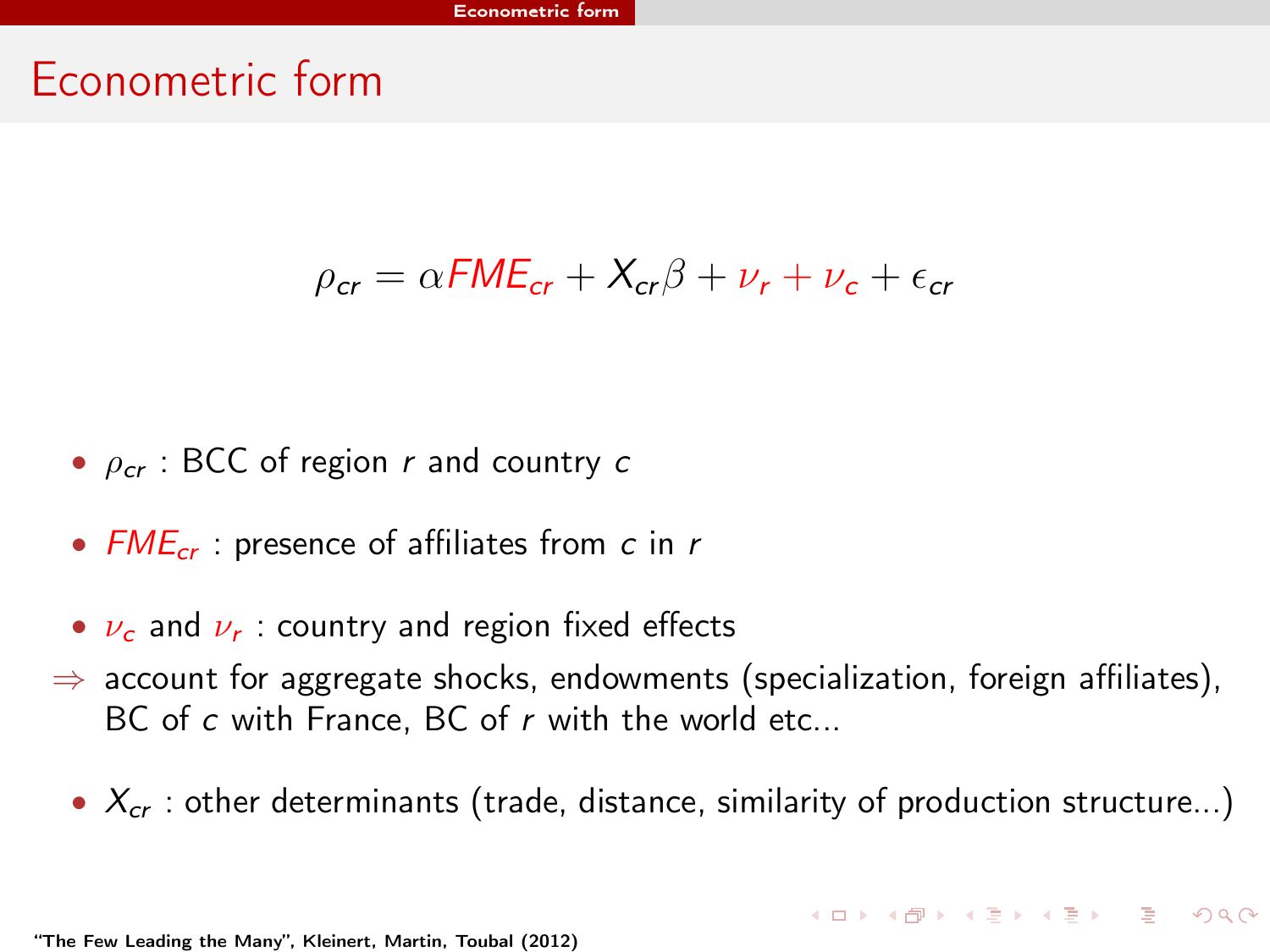# Econometric form

$$\rho_{cr} = \alpha FME_{cr} + X_{cr}\beta + \nu_r + \nu_c + \epsilon_{cr}$$

- $\rho_{cr}$ : BCC of region $r$ and country $c$
- $FME_{cr}$ : presence of affiliates from $c$ in $r$
- $\nu_c$ and $\nu_r$ : country and region fixed effects

$\Rightarrow$ account for aggregate shocks, endowments (specialization, foreign affiliates), BC of $c$ with France, BC of $r$ with the world etc...

- $X_{cr}$ : other determinants (trade, distance, similarity of production structure...)

"The Few Leading the Many", Kleinert, Martin, Toubal (2012)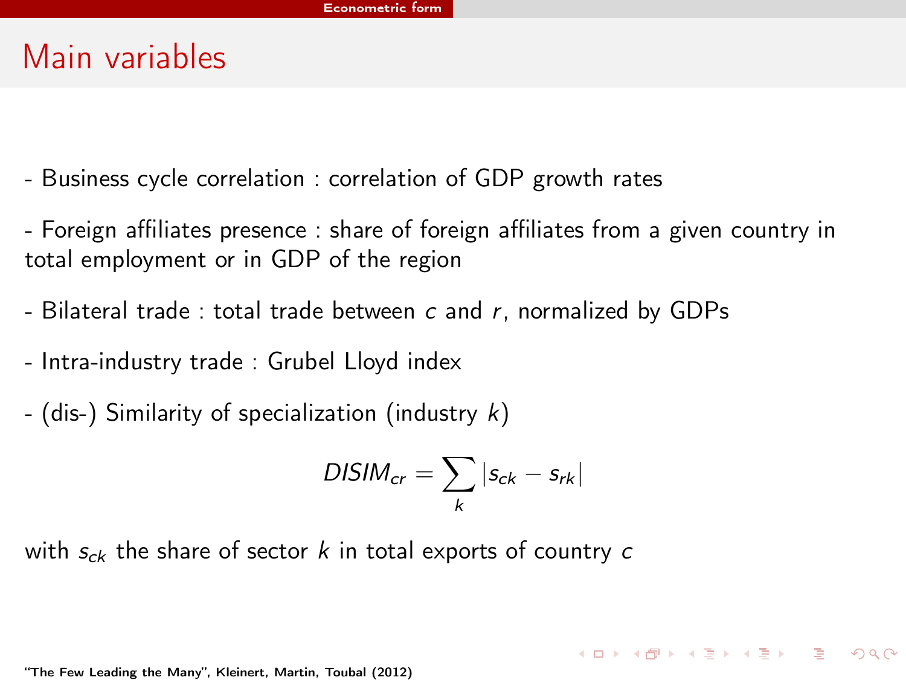## Main variables

- Business cycle correlation : correlation of GDP growth rates

- Foreign affiliates presence : share of foreign affiliates from a given country in total employment or in GDP of the region

- Bilateral trade : total trade between $c$ and $r$, normalized by GDPs

- Intra-industry trade : Grubel Lloyd index

- (dis-) Similarity of specialization (industry $k$)

$$DISIM_{cr} = \sum_{k} |s_{ck} - s_{rk}|$$

with $s_{ck}$ the share of sector $k$ in total exports of country $c$

"The Few Leading the Many", Kleinert, Martin, Toubal (2012)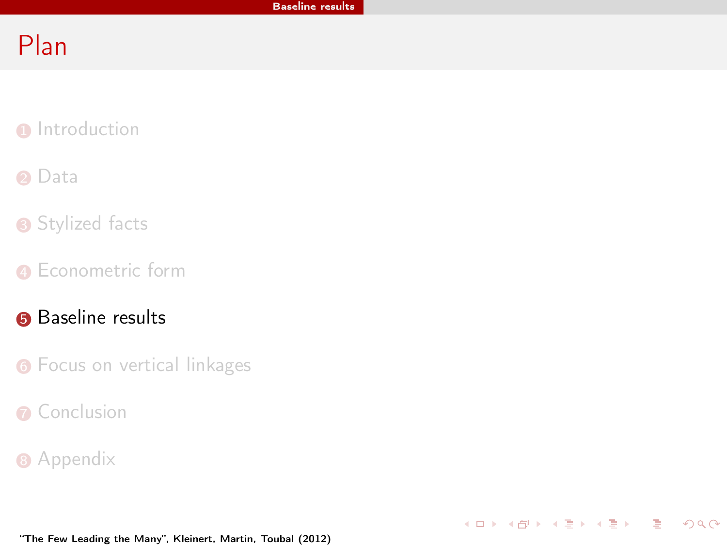# Plan

1. Introduction
2. Data
3. Stylized facts
4. Econometric form
5. **Baseline results**
6. Focus on vertical linkages
7. Conclusion
8. Appendix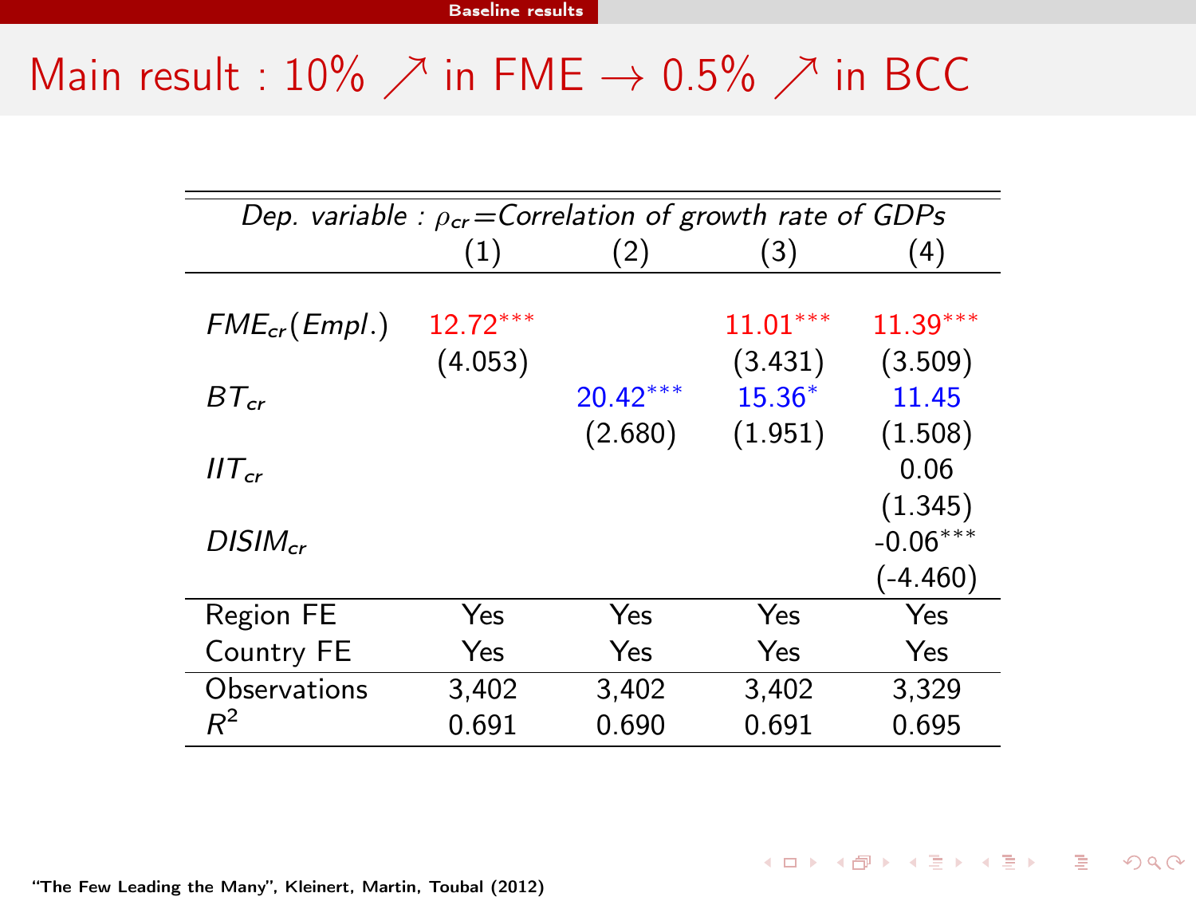# Main result : 10% ↗ in FME → 0.5% ↗ in BCC

| *Dep. variable : $\rho_{cr}$=Correlation of growth rate of GDPs* | (1) | (2) | (3) | (4) |
|---|---|---|---|---|
| $FME_{cr}(Empl.)$ | 12.72*** | | 11.01*** | 11.39*** |
| | (4.053) | | (3.431) | (3.509) |
| $BT_{cr}$ | | 20.42*** | 15.36* | 11.45 |
| | | (2.680) | (1.951) | (1.508) |
| $IIT_{cr}$ | | | | 0.06 |
| | | | | (1.345) |
| $DISIM_{cr}$ | | | | -0.06*** |
| | | | | (-4.460) |
| Region FE | Yes | Yes | Yes | Yes |
| Country FE | Yes | Yes | Yes | Yes |
| Observations | 3,402 | 3,402 | 3,402 | 3,329 |
| $R^2$ | 0.691 | 0.690 | 0.691 | 0.695 |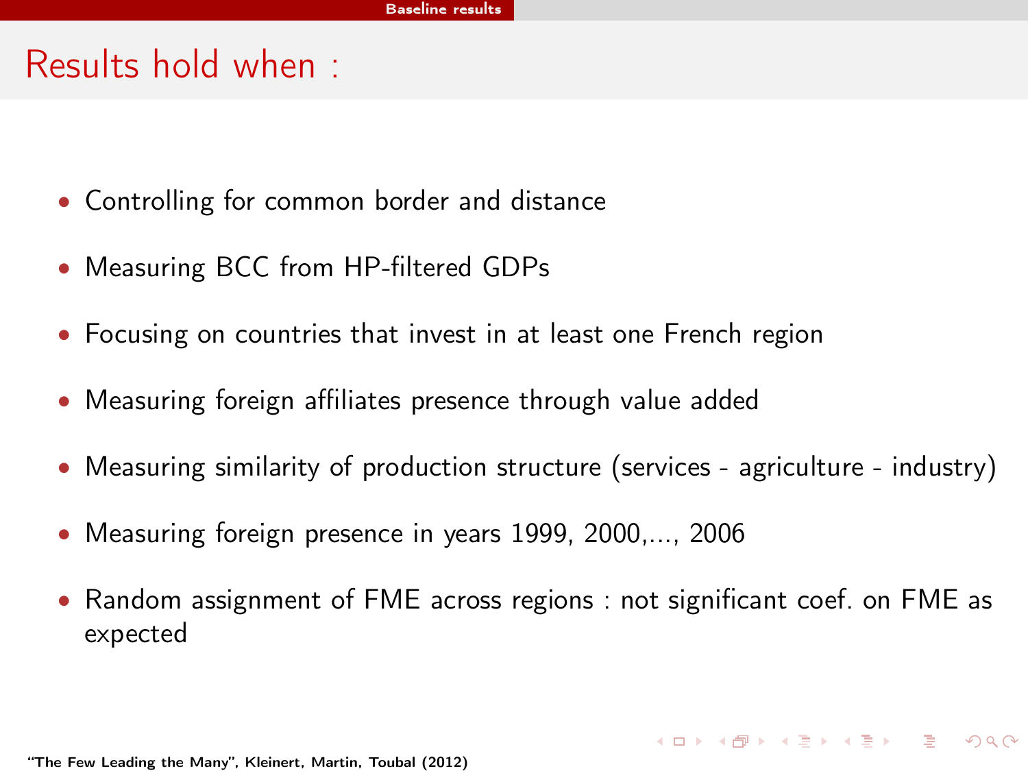# Results hold when :

- Controlling for common border and distance
- Measuring BCC from HP-filtered GDPs
- Focusing on countries that invest in at least one French region
- Measuring foreign affiliates presence through value added
- Measuring similarity of production structure (services - agriculture - industry)
- Measuring foreign presence in years 1999, 2000,..., 2006
- Random assignment of FME across regions : not significant coef. on FME as expected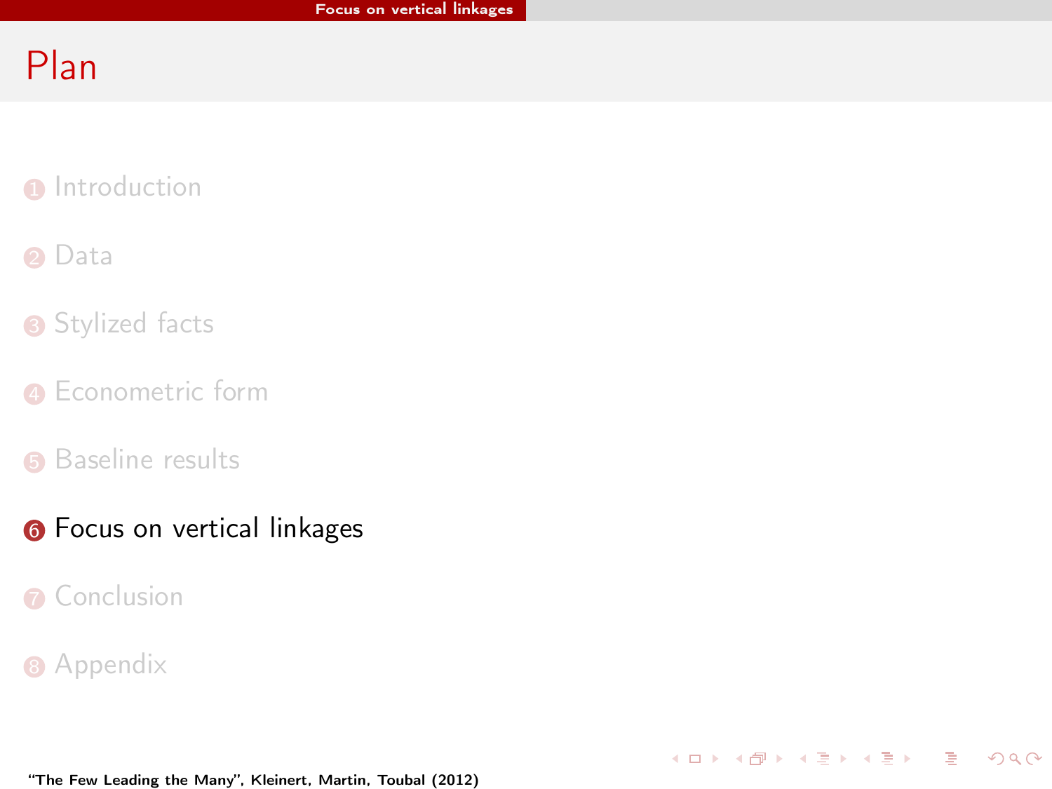# Plan

1. Introduction
2. Data
3. Stylized facts
4. Econometric form
5. Baseline results
6. **Focus on vertical linkages**
7. Conclusion
8. Appendix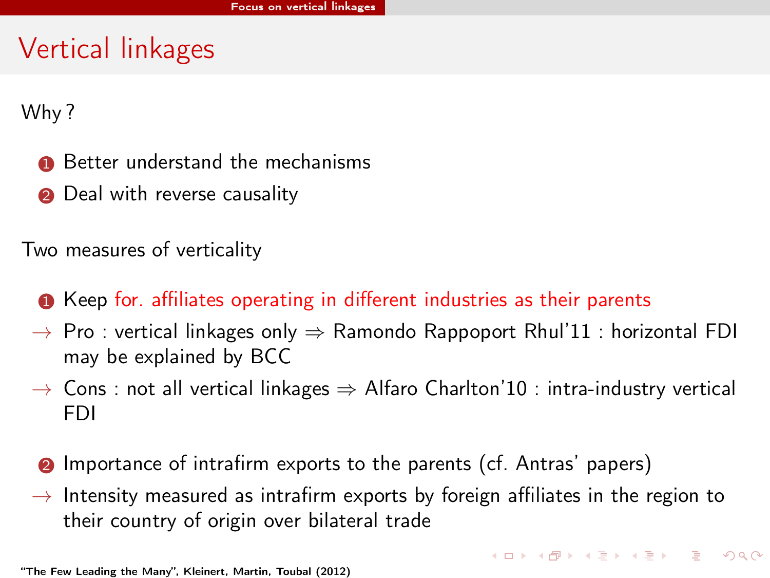# Vertical linkages

Why ?

1. Better understand the mechanisms
2. Deal with reverse causality

Two measures of verticality

1. Keep for. affiliates operating in different industries as their parents

→ Pro : vertical linkages only ⇒ Ramondo Rappoport Rhul'11 : horizontal FDI may be explained by BCC

→ Cons : not all vertical linkages ⇒ Alfaro Charlton'10 : intra-industry vertical FDI

2. Importance of intrafirm exports to the parents (cf. Antras' papers)

→ Intensity measured as intrafirm exports by foreign affiliates in the region to their country of origin over bilateral trade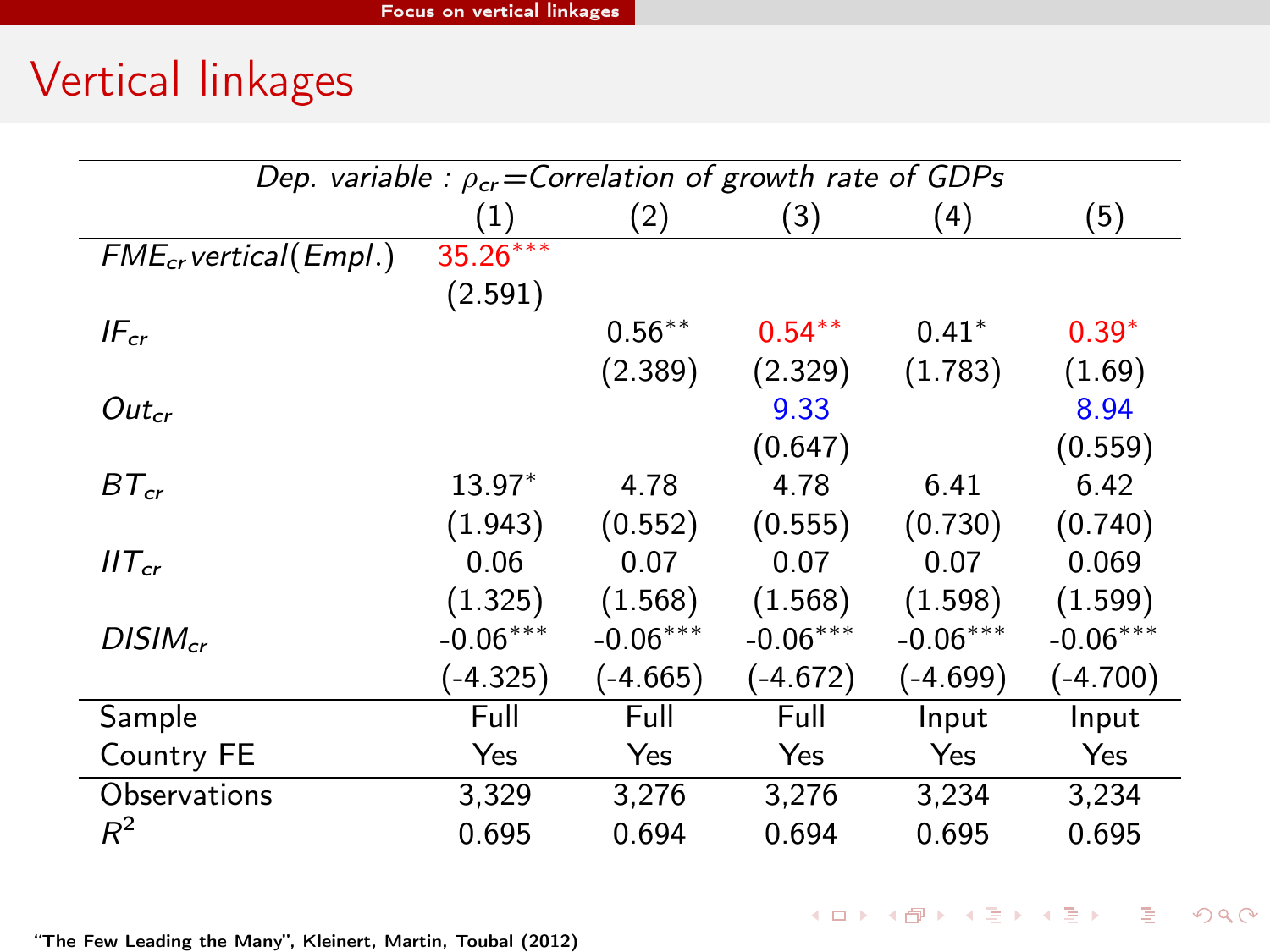# Vertical linkages

| Dep. variable : $\rho_{cr}$=Correlation of growth rate of GDPs | | | | | |
|---|---|---|---|---|---|
| | (1) | (2) | (3) | (4) | (5) |
| $FME_{cr} vertical(Empl.)$ | $35.26^{***}$ | | | | |
| | (2.591) | | | | |
| $IF_{cr}$ | | $0.56^{**}$ | $0.54^{**}$ | $0.41^{*}$ | $0.39^{*}$ |
| | | (2.389) | (2.329) | (1.783) | (1.69) |
| $Out_{cr}$ | | | 9.33 | | 8.94 |
| | | | (0.647) | | (0.559) |
| $BT_{cr}$ | $13.97^{*}$ | 4.78 | 4.78 | 6.41 | 6.42 |
| | (1.943) | (0.552) | (0.555) | (0.730) | (0.740) |
| $IIT_{cr}$ | 0.06 | 0.07 | 0.07 | 0.07 | 0.069 |
| | (1.325) | (1.568) | (1.568) | (1.598) | (1.599) |
| $DISIM_{cr}$ | $-0.06^{***}$ | $-0.06^{***}$ | $-0.06^{***}$ | $-0.06^{***}$ | $-0.06^{***}$ |
| | (-4.325) | (-4.665) | (-4.672) | (-4.699) | (-4.700) |
| Sample | Full | Full | Full | Input | Input |
| Country FE | Yes | Yes | Yes | Yes | Yes |
| Observations | 3,329 | 3,276 | 3,276 | 3,234 | 3,234 |
| $R^2$ | 0.695 | 0.694 | 0.694 | 0.695 | 0.695 |

"The Few Leading the Many", Kleinert, Martin, Toubal (2012)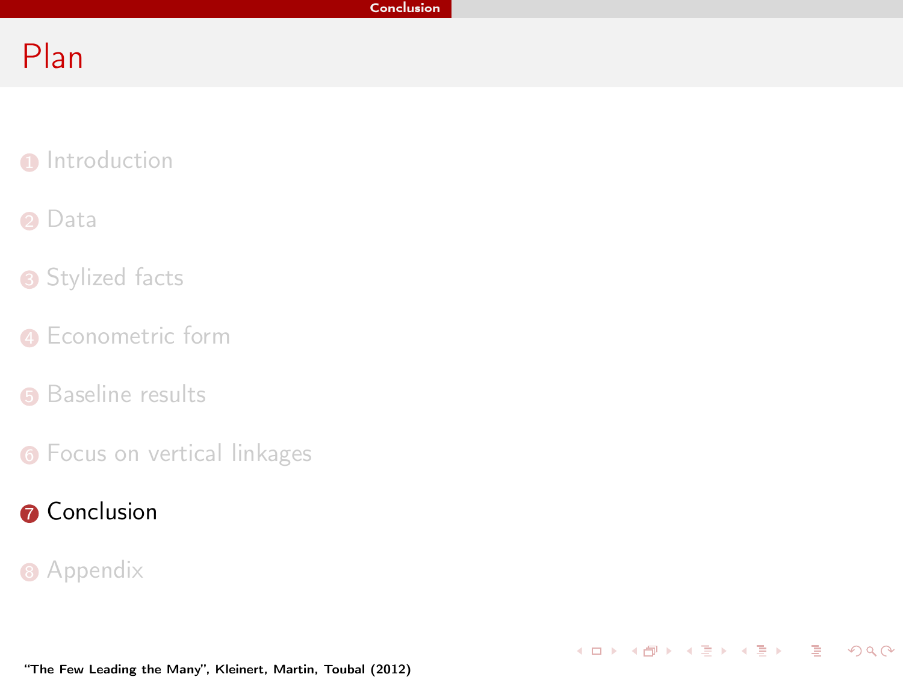# Plan

1. Introduction
2. Data
3. Stylized facts
4. Econometric form
5. Baseline results
6. Focus on vertical linkages
7. **Conclusion**
8. Appendix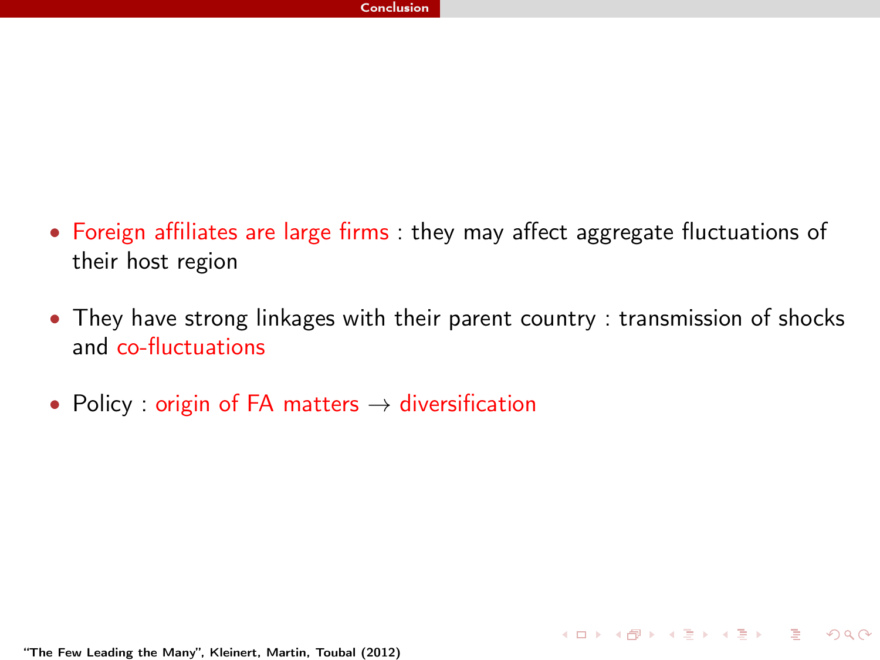- Foreign affiliates are large firms : they may affect aggregate fluctuations of their host region
- They have strong linkages with their parent country : transmission of shocks and co-fluctuations
- Policy : origin of FA matters → diversification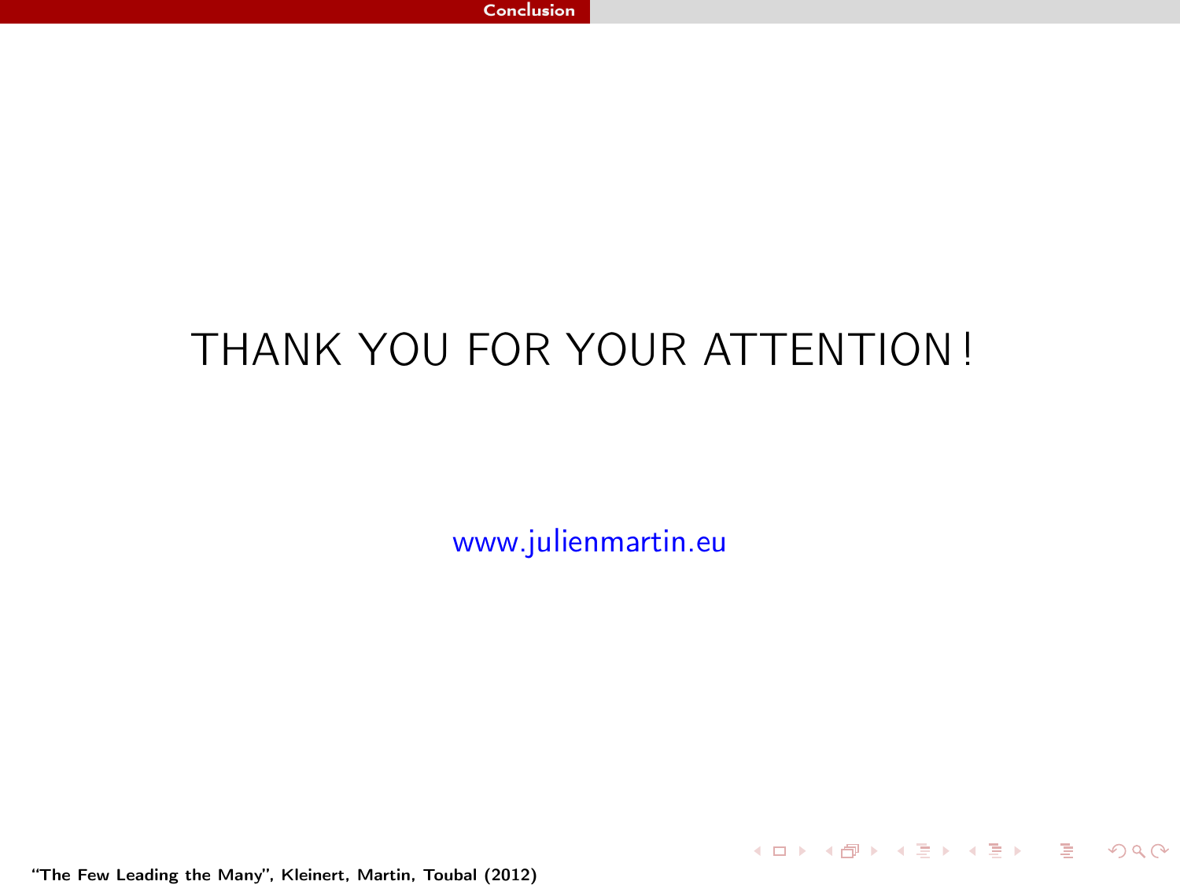THANK YOU FOR YOUR ATTENTION !

www.julienmartin.eu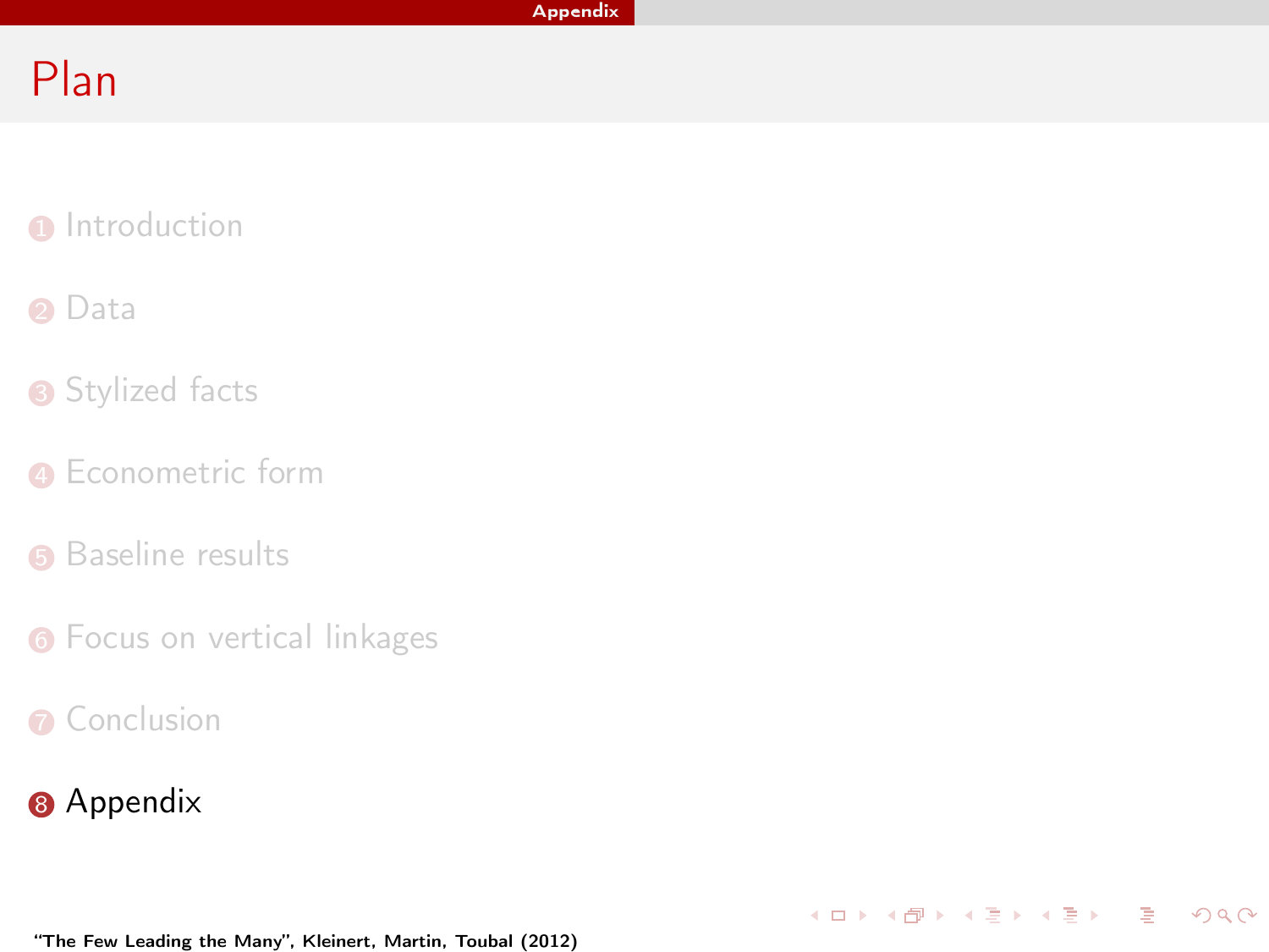# Plan

1. Introduction
2. Data
3. Stylized facts
4. Econometric form
5. Baseline results
6. Focus on vertical linkages
7. Conclusion
8. Appendix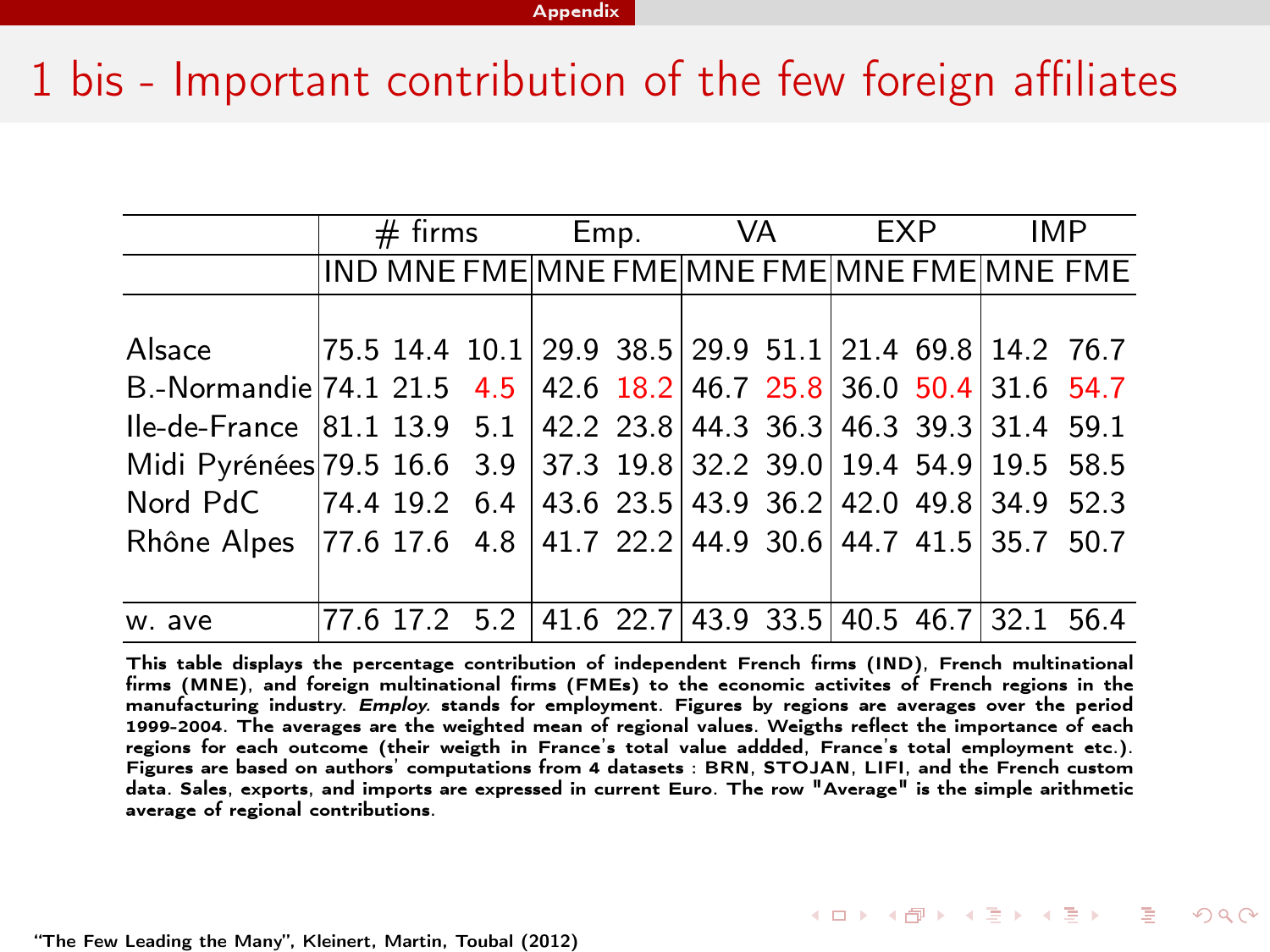# 1 bis - Important contribution of the few foreign affiliates

| | # firms | | | Emp. | | VA | | EXP | | IMP | |
|---|---|---|---|---|---|---|---|---|---|---|---|
| | IND | MNE | FME | MNE | FME | MNE | FME | MNE | FME | MNE | FME |
| Alsace | 75.5 | 14.4 | 10.1 | 29.9 | 38.5 | 29.9 | 51.1 | 21.4 | 69.8 | 14.2 | 76.7 |
| B.-Normandie | 74.1 | 21.5 | 4.5 | 42.6 | 18.2 | 46.7 | 25.8 | 36.0 | 50.4 | 31.6 | 54.7 |
| Ile-de-France | 81.1 | 13.9 | 5.1 | 42.2 | 23.8 | 44.3 | 36.3 | 46.3 | 39.3 | 31.4 | 59.1 |
| Midi Pyrénées | 79.5 | 16.6 | 3.9 | 37.3 | 19.8 | 32.2 | 39.0 | 19.4 | 54.9 | 19.5 | 58.5 |
| Nord PdC | 74.4 | 19.2 | 6.4 | 43.6 | 23.5 | 43.9 | 36.2 | 42.0 | 49.8 | 34.9 | 52.3 |
| Rhône Alpes | 77.6 | 17.6 | 4.8 | 41.7 | 22.2 | 44.9 | 30.6 | 44.7 | 41.5 | 35.7 | 50.7 |
| w. ave | 77.6 | 17.2 | 5.2 | 41.6 | 22.7 | 43.9 | 33.5 | 40.5 | 46.7 | 32.1 | 56.4 |

**This table displays the percentage contribution of independent French firms (IND), French multinational firms (MNE), and foreign multinational firms (FMEs) to the economic activites of French regions in the manufacturing industry. *Employ.* stands for employment. Figures by regions are averages over the period 1999-2004. The averages are the weighted mean of regional values. Weigths reflect the importance of each regions for each outcome (their weigth in France's total value addded, France's total employment etc.). Figures are based on authors' computations from 4 datasets : BRN, STOJAN, LIFI, and the French custom data. Sales, exports, and imports are expressed in current Euro. The row "Average" is the simple arithmetic average of regional contributions.**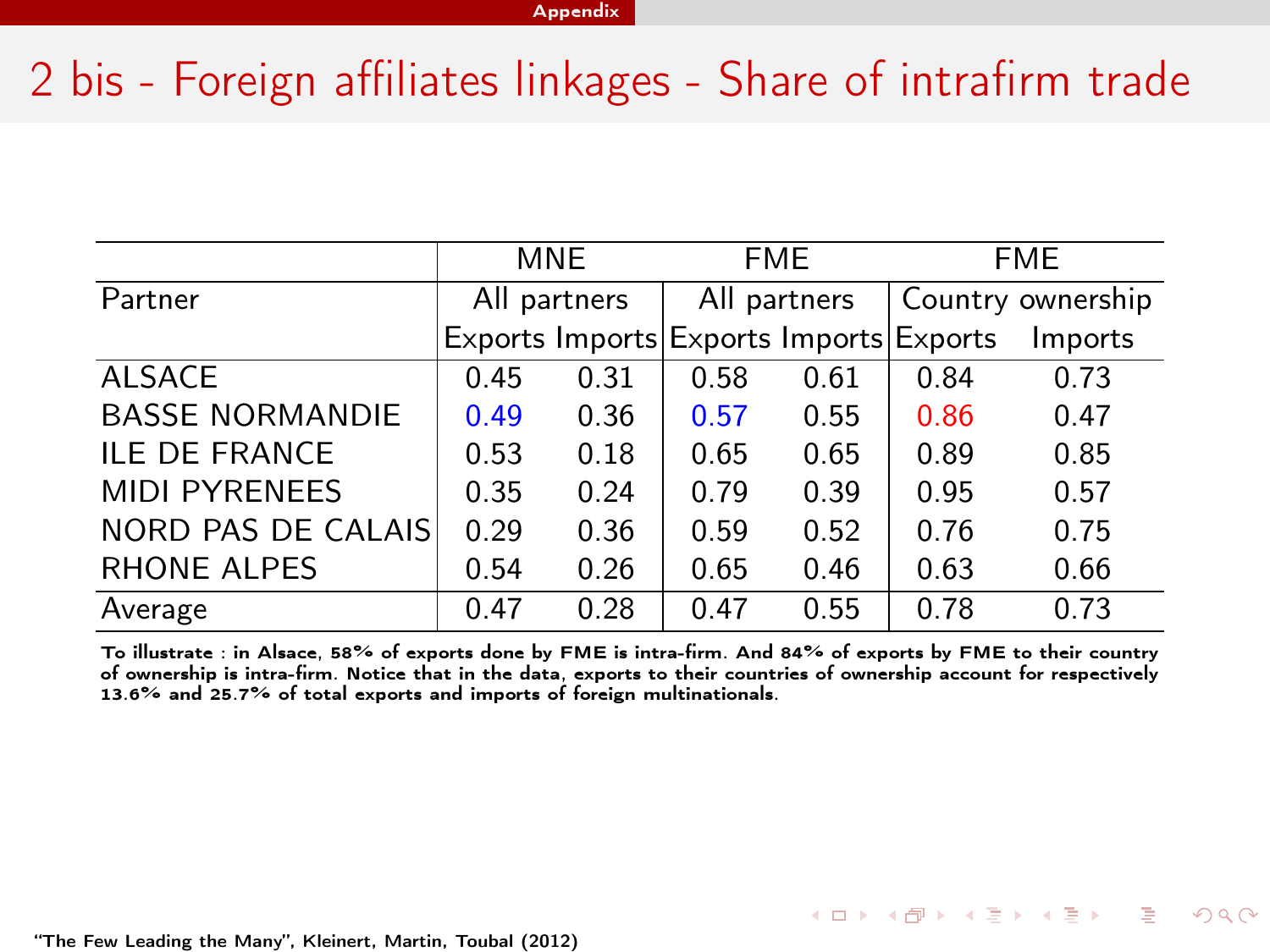# 2 bis - Foreign affiliates linkages - Share of intrafirm trade

| | MNE | | FME | | FME | |
|---|---|---|---|---|---|---|
| Partner | All partners | | All partners | | Country ownership | |
| | Exports | Imports | Exports | Imports | Exports | Imports |
| ALSACE | 0.45 | 0.31 | 0.58 | 0.61 | 0.84 | 0.73 |
| BASSE NORMANDIE | 0.49 | 0.36 | 0.57 | 0.55 | 0.86 | 0.47 |
| ILE DE FRANCE | 0.53 | 0.18 | 0.65 | 0.65 | 0.89 | 0.85 |
| MIDI PYRENEES | 0.35 | 0.24 | 0.79 | 0.39 | 0.95 | 0.57 |
| NORD PAS DE CALAIS | 0.29 | 0.36 | 0.59 | 0.52 | 0.76 | 0.75 |
| RHONE ALPES | 0.54 | 0.26 | 0.65 | 0.46 | 0.63 | 0.66 |
| Average | 0.47 | 0.28 | 0.47 | 0.55 | 0.78 | 0.73 |

**To illustrate : in Alsace, 58% of exports done by FME is intra-firm. And 84% of exports by FME to their country of ownership is intra-firm. Notice that in the data, exports to their countries of ownership account for respectively 13.6% and 25.7% of total exports and imports of foreign multinationals.**

"The Few Leading the Many", Kleinert, Martin, Toubal (2012)